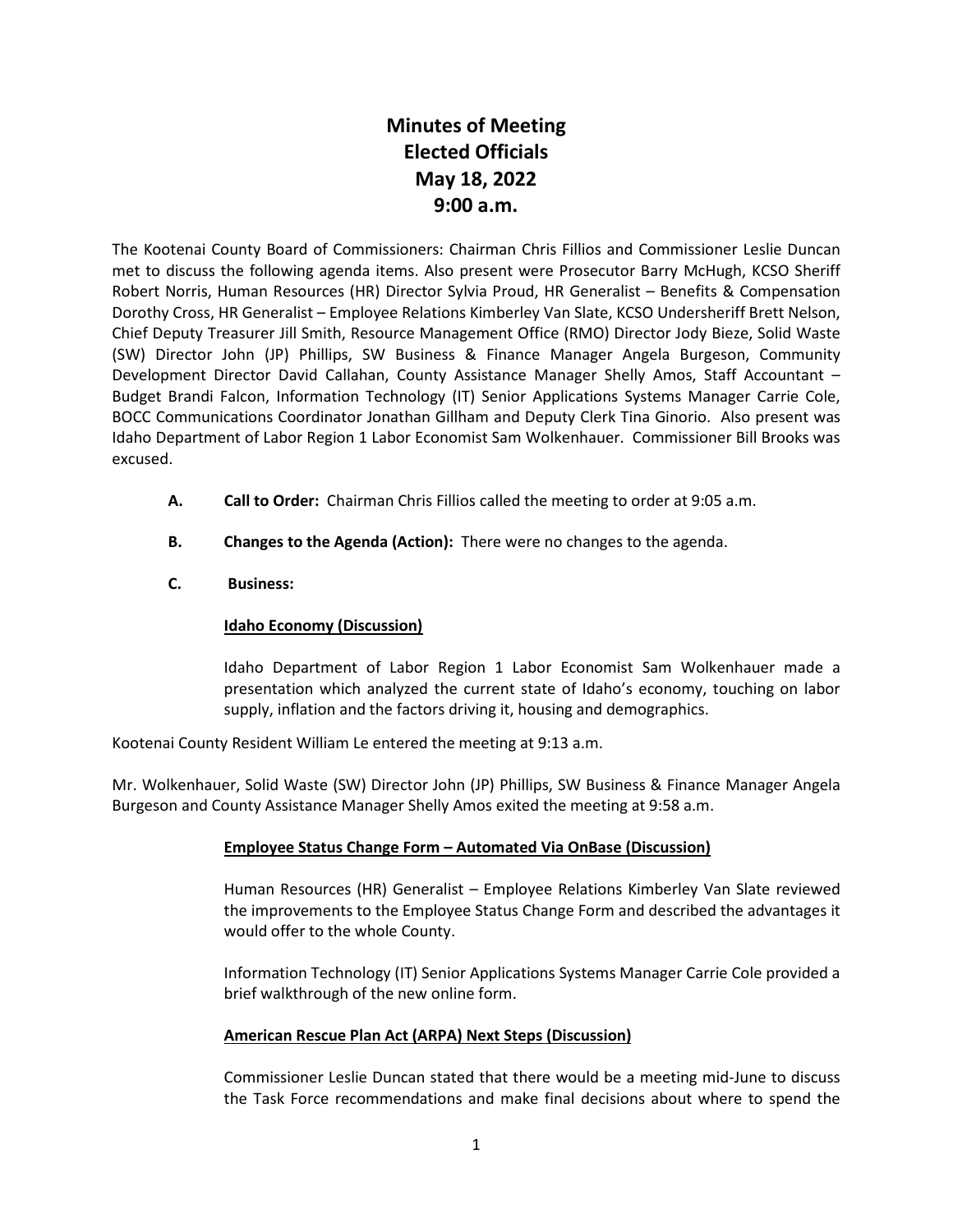# Minutes of Meeting
# Elected Officials
# May 18, 2022
# 9:00 a.m.

The Kootenai County Board of Commissioners: Chairman Chris Fillios and Commissioner Leslie Duncan met to discuss the following agenda items. Also present were Prosecutor Barry McHugh, KCSO Sheriff Robert Norris, Human Resources (HR) Director Sylvia Proud, HR Generalist – Benefits & Compensation Dorothy Cross, HR Generalist – Employee Relations Kimberley Van Slate, KCSO Undersheriff Brett Nelson, Chief Deputy Treasurer Jill Smith, Resource Management Office (RMO) Director Jody Bieze, Solid Waste (SW) Director John (JP) Phillips, SW Business & Finance Manager Angela Burgeson, Community Development Director David Callahan, County Assistance Manager Shelly Amos, Staff Accountant – Budget Brandi Falcon, Information Technology (IT) Senior Applications Systems Manager Carrie Cole, BOCC Communications Coordinator Jonathan Gillham and Deputy Clerk Tina Ginorio. Also present was Idaho Department of Labor Region 1 Labor Economist Sam Wolkenhauer. Commissioner Bill Brooks was excused.

**A. Call to Order:** Chairman Chris Fillios called the meeting to order at 9:05 a.m.

**B. Changes to the Agenda (Action):** There were no changes to the agenda.

**C. Business:**

**Idaho Economy (Discussion)**

Idaho Department of Labor Region 1 Labor Economist Sam Wolkenhauer made a presentation which analyzed the current state of Idaho's economy, touching on labor supply, inflation and the factors driving it, housing and demographics.

Kootenai County Resident William Le entered the meeting at 9:13 a.m.

Mr. Wolkenhauer, Solid Waste (SW) Director John (JP) Phillips, SW Business & Finance Manager Angela Burgeson and County Assistance Manager Shelly Amos exited the meeting at 9:58 a.m.

**Employee Status Change Form – Automated Via OnBase (Discussion)**

Human Resources (HR) Generalist – Employee Relations Kimberley Van Slate reviewed the improvements to the Employee Status Change Form and described the advantages it would offer to the whole County.

Information Technology (IT) Senior Applications Systems Manager Carrie Cole provided a brief walkthrough of the new online form.

**American Rescue Plan Act (ARPA) Next Steps (Discussion)**

Commissioner Leslie Duncan stated that there would be a meeting mid-June to discuss the Task Force recommendations and make final decisions about where to spend the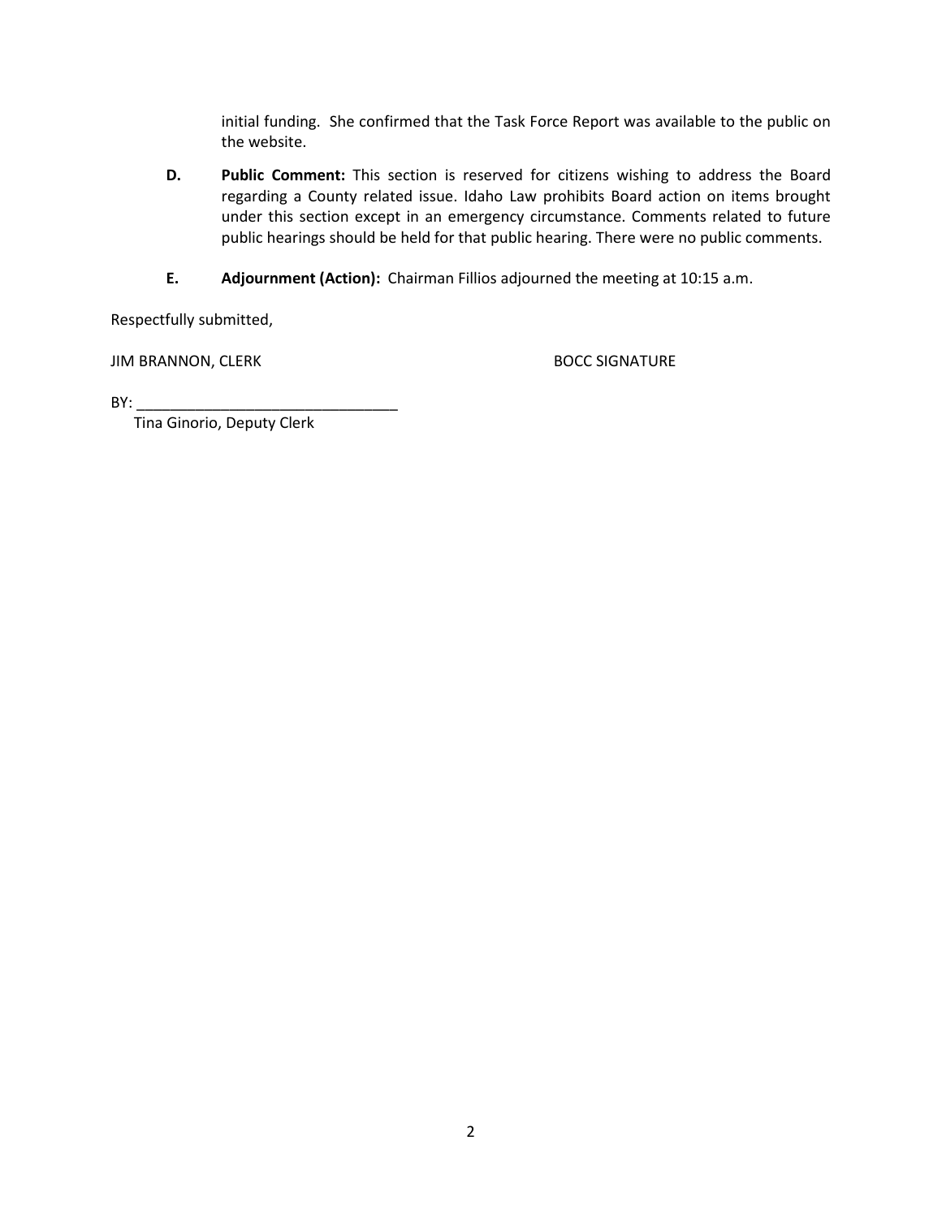initial funding. She confirmed that the Task Force Report was available to the public on the website.

**D. Public Comment:** This section is reserved for citizens wishing to address the Board regarding a County related issue. Idaho Law prohibits Board action on items brought under this section except in an emergency circumstance. Comments related to future public hearings should be held for that public hearing. There were no public comments.

**E. Adjournment (Action):** Chairman Fillios adjourned the meeting at 10:15 a.m.

Respectfully submitted,

JIM BRANNON, CLERK BOCC SIGNATURE

BY: _______________________________
Tina Ginorio, Deputy Clerk